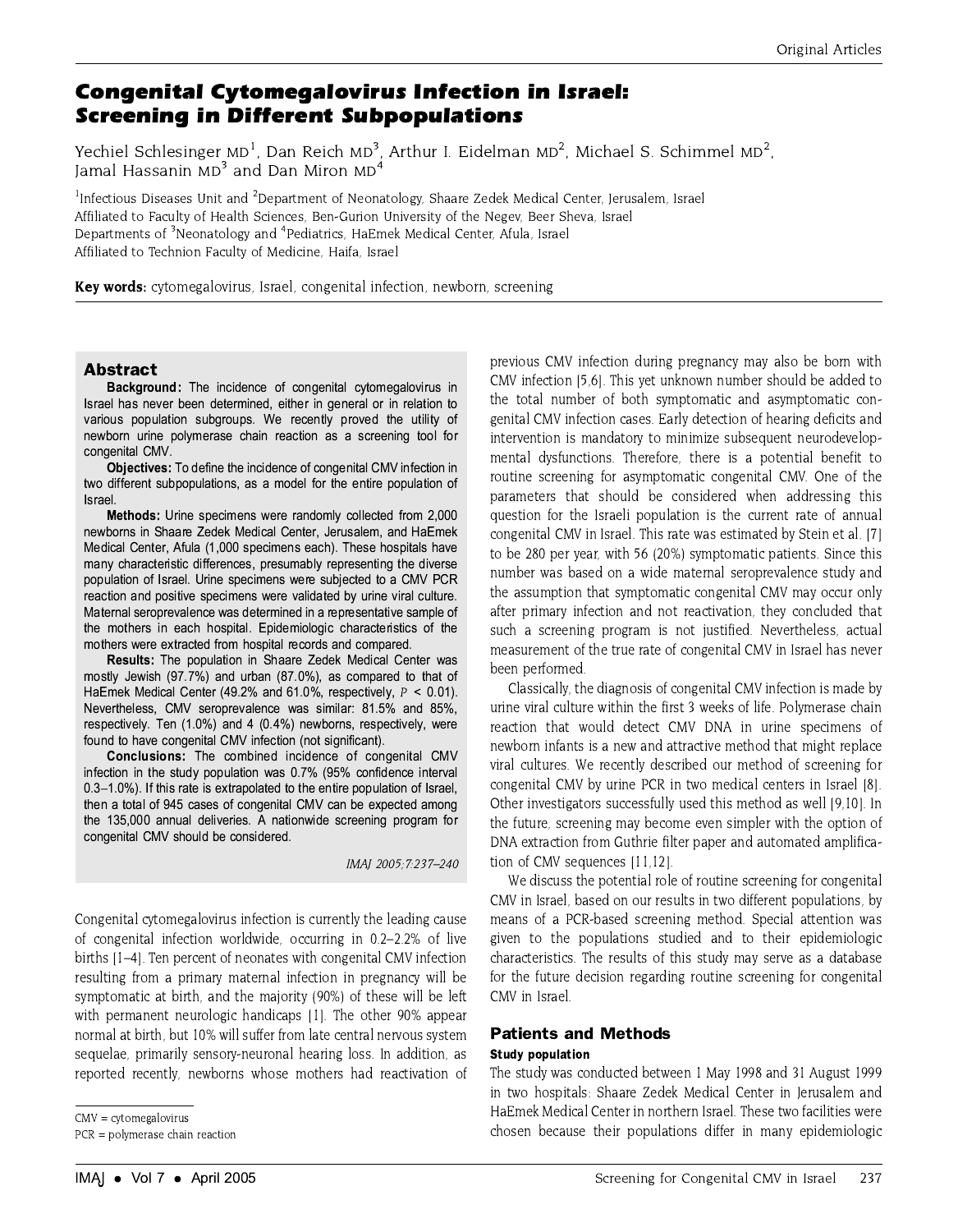# Congenital Cytomegalovirus Infection in Israel: Screening in Different Subpopulations

Yechiel Schlesinger MD[1], Dan Reich MD[3], Arthur I. Eidelman MD[2], Michael S. Schimmel MD[2], Jamal Hassanin MD[3] and Dan Miron MD[4]

[1]Infectious Diseases Unit and [2]Department of Neonatology, Shaare Zedek Medical Center, Jerusalem, Israel
Affiliated to Faculty of Health Sciences, Ben-Gurion University of the Negev, Beer Sheva, Israel
Departments of [3]Neonatology and [4]Pediatrics, HaEmek Medical Center, Afula, Israel
Affiliated to Technion Faculty of Medicine, Haifa, Israel

**Key words:** cytomegalovirus, Israel, congenital infection, newborn, screening

## Abstract

**Background:** The incidence of congenital cytomegalovirus in Israel has never been determined, either in general or in relation to various population subgroups. We recently proved the utility of newborn urine polymerase chain reaction as a screening tool for congenital CMV.

**Objectives:** To define the incidence of congenital CMV infection in two different subpopulations, as a model for the entire population of Israel.

**Methods:** Urine specimens were randomly collected from 2,000 newborns in Shaare Zedek Medical Center, Jerusalem, and HaEmek Medical Center, Afula (1,000 specimens each). These hospitals have many characteristic differences, presumably representing the diverse population of Israel. Urine specimens were subjected to a CMV PCR reaction and positive specimens were validated by urine viral culture. Maternal seroprevalence was determined in a representative sample of the mothers in each hospital. Epidemiologic characteristics of the mothers were extracted from hospital records and compared.

**Results:** The population in Shaare Zedek Medical Center was mostly Jewish (97.7%) and urban (87.0%), as compared to that of HaEmek Medical Center (49.2% and 61.0%, respectively, $P < 0.01$). Nevertheless, CMV seroprevalence was similar: 81.5% and 85%, respectively. Ten (1.0%) and 4 (0.4%) newborns, respectively, were found to have congenital CMV infection (not significant).

**Conclusions:** The combined incidence of congenital CMV infection in the study population was 0.7% (95% confidence interval 0.3–1.0%). If this rate is extrapolated to the entire population of Israel, then a total of 945 cases of congenital CMV can be expected among the 135,000 annual deliveries. A nationwide screening program for congenital CMV should be considered.

*IMAJ 2005;7:237–240*

Congenital cytomegalovirus infection is currently the leading cause of congenital infection worldwide, occurring in 0.2–2.2% of live births [1–4]. Ten percent of neonates with congenital CMV infection resulting from a primary maternal infection in pregnancy will be symptomatic at birth, and the majority (90%) of these will be left with permanent neurologic handicaps [1]. The other 90% appear normal at birth, but 10% will suffer from late central nervous system sequelae, primarily sensory-neuronal hearing loss. In addition, as reported recently, newborns whose mothers had reactivation of previous CMV infection during pregnancy may also be born with CMV infection [5,6]. This yet unknown number should be added to the total number of both symptomatic and asymptomatic congenital CMV infection cases. Early detection of hearing deficits and intervention is mandatory to minimize subsequent neurodevelopmental dysfunctions. Therefore, there is a potential benefit to routine screening for asymptomatic congenital CMV. One of the parameters that should be considered when addressing this question for the Israeli population is the current rate of annual congenital CMV in Israel. This rate was estimated by Stein et al. [7] to be 280 per year, with 56 (20%) symptomatic patients. Since this number was based on a wide maternal seroprevalence study and the assumption that symptomatic congenital CMV may occur only after primary infection and not reactivation, they concluded that such a screening program is not justified. Nevertheless, actual measurement of the true rate of congenital CMV in Israel has never been performed.

Classically, the diagnosis of congenital CMV infection is made by urine viral culture within the first 3 weeks of life. Polymerase chain reaction that would detect CMV DNA in urine specimens of newborn infants is a new and attractive method that might replace viral cultures. We recently described our method of screening for congenital CMV by urine PCR in two medical centers in Israel [8]. Other investigators successfully used this method as well [9,10]. In the future, screening may become even simpler with the option of DNA extraction from Guthrie filter paper and automated amplification of CMV sequences [11,12].

We discuss the potential role of routine screening for congenital CMV in Israel, based on our results in two different populations, by means of a PCR-based screening method. Special attention was given to the populations studied and to their epidemiologic characteristics. The results of this study may serve as a database for the future decision regarding routine screening for congenital CMV in Israel.

## Patients and Methods

### Study population

The study was conducted between 1 May 1998 and 31 August 1999 in two hospitals: Shaare Zedek Medical Center in Jerusalem and HaEmek Medical Center in northern Israel. These two facilities were chosen because their populations differ in many epidemiologic

CMV = cytomegalovirus
PCR = polymerase chain reaction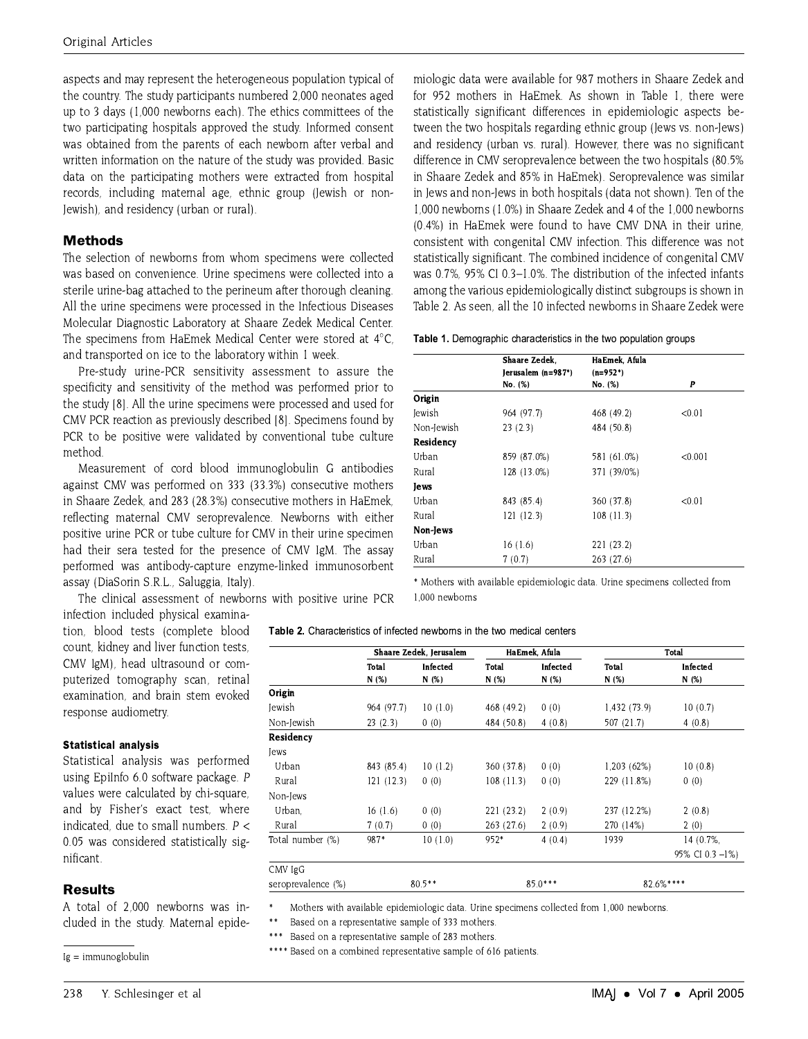aspects and may represent the heterogeneous population typical of the country. The study participants numbered 2,000 neonates aged up to 3 days (1,000 newborns each). The ethics committees of the two participating hospitals approved the study. Informed consent was obtained from the parents of each newborn after verbal and written information on the nature of the study was provided. Basic data on the participating mothers were extracted from hospital records, including maternal age, ethnic group (Jewish or non-Jewish), and residency (urban or rural).

## Methods

The selection of newborns from whom specimens were collected was based on convenience. Urine specimens were collected into a sterile urine-bag attached to the perineum after thorough cleaning. All the urine specimens were processed in the Infectious Diseases Molecular Diagnostic Laboratory at Shaare Zedek Medical Center. The specimens from HaEmek Medical Center were stored at 4°C, and transported on ice to the laboratory within 1 week.

Pre-study urine-PCR sensitivity assessment to assure the specificity and sensitivity of the method was performed prior to the study [8]. All the urine specimens were processed and used for CMV PCR reaction as previously described [8]. Specimens found by PCR to be positive were validated by conventional tube culture method.

Measurement of cord blood immunoglobulin G antibodies against CMV was performed on 333 (33.3%) consecutive mothers in Shaare Zedek, and 283 (28.3%) consecutive mothers in HaEmek, reflecting maternal CMV seroprevalence. Newborns with either positive urine PCR or tube culture for CMV in their urine specimen had their sera tested for the presence of CMV IgM. The assay performed was antibody-capture enzyme-linked immunosorbent assay (DiaSorin S.R.L., Saluggia, Italy).

The clinical assessment of newborns with positive urine PCR infection included physical examination, blood tests (complete blood count, kidney and liver function tests, CMV IgM), head ultrasound or computerized tomography scan, retinal examination, and brain stem evoked response audiometry.

### Statistical analysis

Statistical analysis was performed using EpiInfo 6.0 software package. *P* values were calculated by chi-square, and by Fisher's exact test, where indicated, due to small numbers. $P < 0.05$ was considered statistically significant.

## Results

A total of 2,000 newborns was included in the study. Maternal epidemiologic data were available for 987 mothers in Shaare Zedek and for 952 mothers in HaEmek. As shown in Table 1, there were statistically significant differences in epidemiologic aspects between the two hospitals regarding ethnic group (Jews vs. non-Jews) and residency (urban vs. rural). However, there was no significant difference in CMV seroprevalence between the two hospitals (80.5% in Shaare Zedek and 85% in HaEmek). Seroprevalence was similar in Jews and non-Jews in both hospitals (data not shown). Ten of the 1,000 newborns (1.0%) in Shaare Zedek and 4 of the 1,000 newborns (0.4%) in HaEmek were found to have CMV DNA in their urine, consistent with congenital CMV infection. This difference was not statistically significant. The combined incidence of congenital CMV was 0.7%, 95% CI 0.3–1.0%. The distribution of the infected infants among the various epidemiologically distinct subgroups is shown in Table 2. As seen, all the 10 infected newborns in Shaare Zedek were

**Table 1.** Demographic characteristics in the two population groups

| | Shaare Zedek, Jerusalem (n=987*) No. (%) | HaEmek, Afula (n=952*) No. (%) | P |
|---|---|---|---|
| **Origin** | | | |
| Jewish | 964 (97.7) | 468 (49.2) | <0.01 |
| Non-Jewish | 23 (2.3) | 484 (50.8) | |
| **Residency** | | | |
| Urban | 859 (87.0%) | 581 (61.0%) | <0.001 |
| Rural | 128 (13.0%) | 371 (39/0%) | |
| **Jews** | | | |
| Urban | 843 (85.4) | 360 (37.8) | <0.01 |
| Rural | 121 (12.3) | 108 (11.3) | |
| **Non-Jews** | | | |
| Urban | 16 (1.6) | 221 (23.2) | |
| Rural | 7 (0.7) | 263 (27.6) | |

\* Mothers with available epidemiologic data. Urine specimens collected from 1,000 newborns

**Table 2.** Characteristics of infected newborns in the two medical centers

| | Shaare Zedek, Jerusalem | | HaEmek, Afula | | Total | |
|---|---|---|---|---|---|---|
| | Total N (%) | Infected N (%) | Total N (%) | Infected N (%) | Total N (%) | Infected N (%) |
| **Origin** | | | | | | |
| Jewish | 964 (97.7) | 10 (1.0) | 468 (49.2) | 0 (0) | 1,432 (73.9) | 10 (0.7) |
| Non-Jewish | 23 (2.3) | 0 (0) | 484 (50.8) | 4 (0.8) | 507 (21.7) | 4 (0.8) |
| **Residency** | | | | | | |
| Jews | | | | | | |
| Urban | 843 (85.4) | 10 (1.2) | 360 (37.8) | 0 (0) | 1,203 (62%) | 10 (0.8) |
| Rural | 121 (12.3) | 0 (0) | 108 (11.3) | 0 (0) | 229 (11.8%) | 0 (0) |
| Non-Jews | | | | | | |
| Urban, | 16 (1.6) | 0 (0) | 221 (23.2) | 2 (0.9) | 237 (12.2%) | 2 (0.8) |
| Rural | 7 (0.7) | 0 (0) | 263 (27.6) | 2 (0.9) | 270 (14%) | 2 (0) |
| Total number (%) | 987* | 10 (1.0) | 952* | 4 (0.4) | 1939 | 14 (0.7%, 95% CI 0.3 –1%) |
| CMV IgG seroprevalence (%) | 80.5** | | 85.0*** | | 82.6%**** | |

\* Mothers with available epidemiologic data. Urine specimens collected from 1,000 newborns.

\*\* Based on a representative sample of 333 mothers.

\*\*\* Based on a representative sample of 283 mothers.

\*\*\*\* Based on a combined representative sample of 616 patients.

Ig = immunoglobulin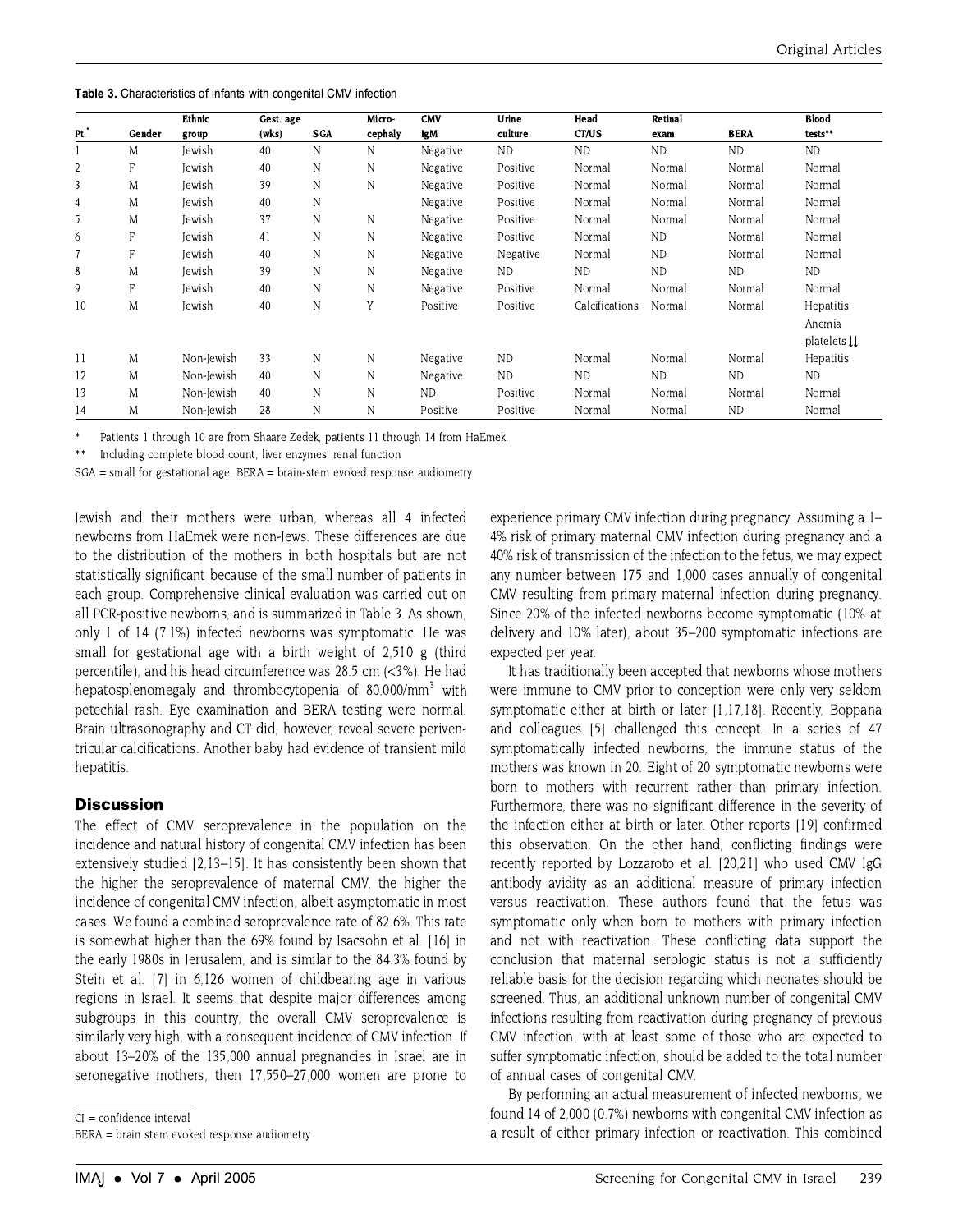**Table 3.** Characteristics of infants with congenital CMV infection

| Pt.* | Gender | Ethnic group | Gest. age (wks) | SGA | Micro-cephaly | CMV IgM | Urine culture | Head CT/US | Retinal exam | BERA | Blood tests** |
|---|---|---|---|---|---|---|---|---|---|---|---|
| 1 | M | Jewish | 40 | N | N | Negative | ND | ND | ND | ND | ND |
| 2 | F | Jewish | 40 | N | N | Negative | Positive | Normal | Normal | Normal | Normal |
| 3 | M | Jewish | 39 | N | N | Negative | Positive | Normal | Normal | Normal | Normal |
| 4 | M | Jewish | 40 | N | | Negative | Positive | Normal | Normal | Normal | Normal |
| 5 | M | Jewish | 37 | N | N | Negative | Positive | Normal | Normal | Normal | Normal |
| 6 | F | Jewish | 41 | N | N | Negative | Positive | Normal | ND | Normal | Normal |
| 7 | F | Jewish | 40 | N | N | Negative | Negative | Normal | ND | Normal | Normal |
| 8 | M | Jewish | 39 | N | N | Negative | ND | ND | ND | ND | ND |
| 9 | F | Jewish | 40 | N | N | Negative | Positive | Normal | Normal | Normal | Normal |
| 10 | M | Jewish | 40 | N | Y | Positive | Positive | Calcifications | Normal | Normal | Hepatitis Anemia platelets ↓↓ |
| 11 | M | Non-Jewish | 33 | N | N | Negative | ND | Normal | Normal | Normal | Hepatitis |
| 12 | M | Non-Jewish | 40 | N | N | Negative | ND | ND | ND | ND | ND |
| 13 | M | Non-Jewish | 40 | N | N | ND | Positive | Normal | Normal | Normal | Normal |
| 14 | M | Non-Jewish | 28 | N | N | Positive | Positive | Normal | Normal | ND | Normal |

\* Patients 1 through 10 are from Shaare Zedek, patients 11 through 14 from HaEmek.

\*\* Including complete blood count, liver enzymes, renal function

SGA = small for gestational age, BERA = brain-stem evoked response audiometry

Jewish and their mothers were urban, whereas all 4 infected newborns from HaEmek were non-Jews. These differences are due to the distribution of the mothers in both hospitals but are not statistically significant because of the small number of patients in each group. Comprehensive clinical evaluation was carried out on all PCR-positive newborns, and is summarized in Table 3. As shown, only 1 of 14 (7.1%) infected newborns was symptomatic. He was small for gestational age with a birth weight of 2,510 g (third percentile), and his head circumference was 28.5 cm (<3%). He had hepatosplenomegaly and thrombocytopenia of 80,000/mm$^3$ with petechial rash. Eye examination and BERA testing were normal. Brain ultrasonography and CT did, however, reveal severe periventricular calcifications. Another baby had evidence of transient mild hepatitis.

## Discussion

The effect of CMV seroprevalence in the population on the incidence and natural history of congenital CMV infection has been extensively studied [2,13–15]. It has consistently been shown that the higher the seroprevalence of maternal CMV, the higher the incidence of congenital CMV infection, albeit asymptomatic in most cases. We found a combined seroprevalence rate of 82.6%. This rate is somewhat higher than the 69% found by Isacsohn et al. [16] in the early 1980s in Jerusalem, and is similar to the 84.3% found by Stein et al. [7] in 6,126 women of childbearing age in various regions in Israel. It seems that despite major differences among subgroups in this country, the overall CMV seroprevalence is similarly very high, with a consequent incidence of CMV infection. If about 13–20% of the 135,000 annual pregnancies in Israel are in seronegative mothers, then 17,550–27,000 women are prone to experience primary CMV infection during pregnancy. Assuming a 1–4% risk of primary maternal CMV infection during pregnancy and a 40% risk of transmission of the infection to the fetus, we may expect any number between 175 and 1,000 cases annually of congenital CMV resulting from primary maternal infection during pregnancy. Since 20% of the infected newborns become symptomatic (10% at delivery and 10% later), about 35–200 symptomatic infections are expected per year.

It has traditionally been accepted that newborns whose mothers were immune to CMV prior to conception were only very seldom symptomatic either at birth or later [1,17,18]. Recently, Boppana and colleagues [5] challenged this concept. In a series of 47 symptomatically infected newborns, the immune status of the mothers was known in 20. Eight of 20 symptomatic newborns were born to mothers with recurrent rather than primary infection. Furthermore, there was no significant difference in the severity of the infection either at birth or later. Other reports [19] confirmed this observation. On the other hand, conflicting findings were recently reported by Lozzaroto et al. [20,21] who used CMV IgG antibody avidity as an additional measure of primary infection versus reactivation. These authors found that the fetus was symptomatic only when born to mothers with primary infection and not with reactivation. These conflicting data support the conclusion that maternal serologic status is not a sufficiently reliable basis for the decision regarding which neonates should be screened. Thus, an additional unknown number of congenital CMV infections resulting from reactivation during pregnancy of previous CMV infection, with at least some of those who are expected to suffer symptomatic infection, should be added to the total number of annual cases of congenital CMV.

By performing an actual measurement of infected newborns, we found 14 of 2,000 (0.7%) newborns with congenital CMV infection as a result of either primary infection or reactivation. This combined

CI = confidence interval

BERA = brain stem evoked response audiometry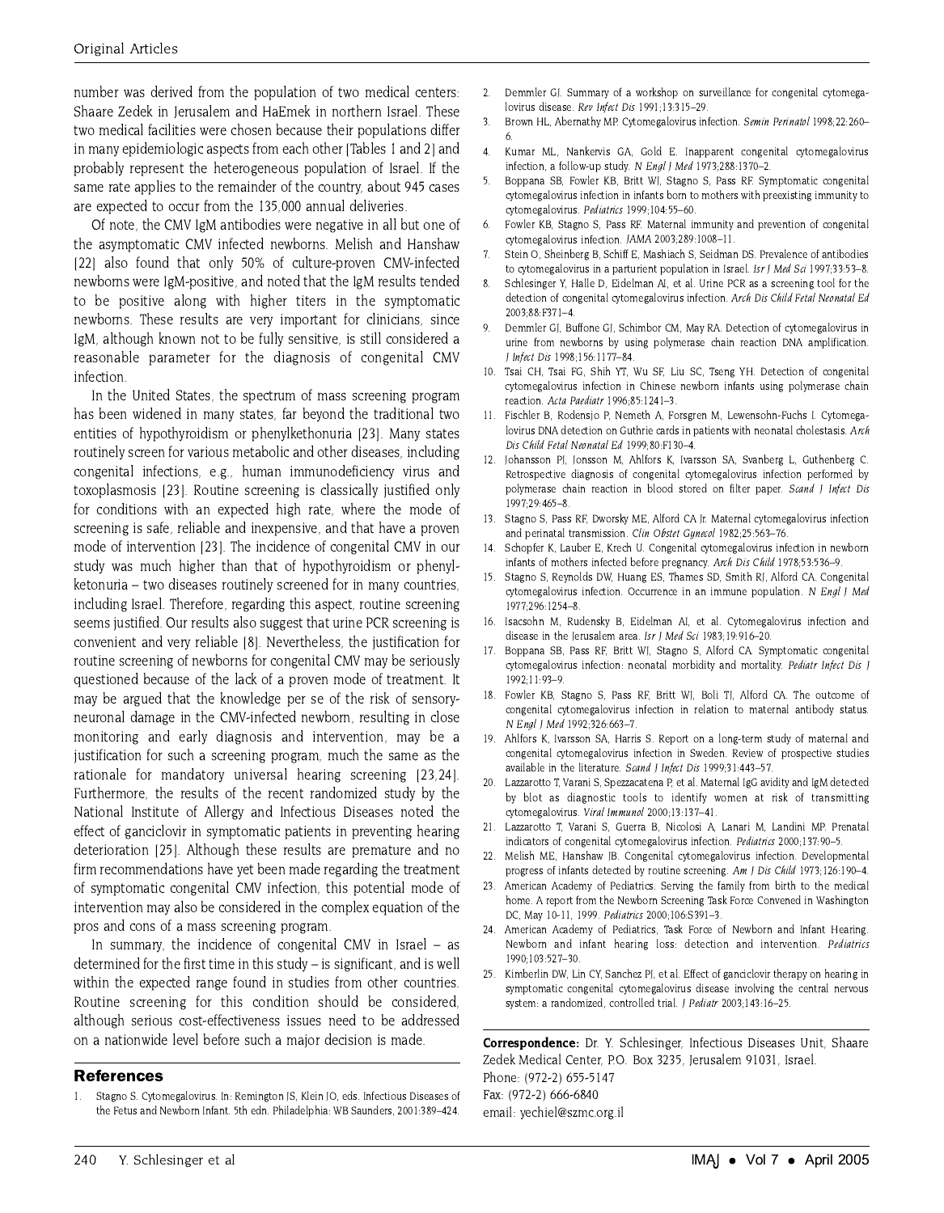number was derived from the population of two medical centers: Shaare Zedek in Jerusalem and HaEmek in northern Israel. These two medical facilities were chosen because their populations differ in many epidemiologic aspects from each other [Tables 1 and 2] and probably represent the heterogeneous population of Israel. If the same rate applies to the remainder of the country, about 945 cases are expected to occur from the 135,000 annual deliveries.

Of note, the CMV IgM antibodies were negative in all but one of the asymptomatic CMV infected newborns. Melish and Hanshaw [22] also found that only 50% of culture-proven CMV-infected newborns were IgM-positive, and noted that the IgM results tended to be positive along with higher titers in the symptomatic newborns. These results are very important for clinicians, since IgM, although known not to be fully sensitive, is still considered a reasonable parameter for the diagnosis of congenital CMV infection.

In the United States, the spectrum of mass screening program has been widened in many states, far beyond the traditional two entities of hypothyroidism or phenylkethonuria [23]. Many states routinely screen for various metabolic and other diseases, including congenital infections, e.g., human immunodeficiency virus and toxoplasmosis [23]. Routine screening is classically justified only for conditions with an expected high rate, where the mode of screening is safe, reliable and inexpensive, and that have a proven mode of intervention [23]. The incidence of congenital CMV in our study was much higher than that of hypothyroidism or phenylketonuria – two diseases routinely screened for in many countries, including Israel. Therefore, regarding this aspect, routine screening seems justified. Our results also suggest that urine PCR screening is convenient and very reliable [8]. Nevertheless, the justification for routine screening of newborns for congenital CMV may be seriously questioned because of the lack of a proven mode of treatment. It may be argued that the knowledge per se of the risk of sensory-neuronal damage in the CMV-infected newborn, resulting in close monitoring and early diagnosis and intervention, may be a justification for such a screening program, much the same as the rationale for mandatory universal hearing screening [23,24]. Furthermore, the results of the recent randomized study by the National Institute of Allergy and Infectious Diseases noted the effect of ganciclovir in symptomatic patients in preventing hearing deterioration [25]. Although these results are premature and no firm recommendations have yet been made regarding the treatment of symptomatic congenital CMV infection, this potential mode of intervention may also be considered in the complex equation of the pros and cons of a mass screening program.

In summary, the incidence of congenital CMV in Israel – as determined for the first time in this study – is significant, and is well within the expected range found in studies from other countries. Routine screening for this condition should be considered, although serious cost-effectiveness issues need to be addressed on a nationwide level before such a major decision is made.

## References

1. Stagno S. Cytomegalovirus. In: Remington JS, Klein JO, eds. Infectious Diseases of the Fetus and Newborn Infant. 5th edn. Philadelphia: WB Saunders, 2001:389–424.
2. Demmler GJ. Summary of a workshop on surveillance for congenital cytomegalovirus disease. *Rev Infect Dis* 1991;13:315–29.
3. Brown HL, Abernathy MP. Cytomegalovirus infection. *Semin Perinatol* 1998;22:260–6.
4. Kumar ML, Nankervis GA, Gold E. Inapparent congenital cytomegalovirus infection, a follow-up study. *N Engl J Med* 1973;288:1370–2.
5. Boppana SB, Fowler KB, Britt WJ, Stagno S, Pass RF. Symptomatic congenital cytomegalovirus infection in infants born to mothers with preexisting immunity to cytomegalovirus. *Pediatrics* 1999;104:55–60.
6. Fowler KB, Stagno S, Pass RF. Maternal immunity and prevention of congenital cytomegalovirus infection. *JAMA* 2003;289:1008–11.
7. Stein O, Sheinberg B, Schiff E, Mashiach S, Seidman DS. Prevalence of antibodies to cytomegalovirus in a parturient population in Israel. *Isr J Med Sci* 1997;33:53–8.
8. Schlesinger Y, Halle D, Eidelman AI, et al. Urine PCR as a screening tool for the detection of congenital cytomegalovirus infection. *Arch Dis Child Fetal Neonatal Ed* 2003;88:F371–4.
9. Demmler GJ, Buffone GJ, Schimbor CM, May RA. Detection of cytomegalovirus in urine from newborns by using polymerase chain reaction DNA amplification. *J Infect Dis* 1998;156:1177–84.
10. Tsai CH, Tsai FG, Shih YT, Wu SF, Liu SC, Tseng YH. Detection of congenital cytomegalovirus infection in Chinese newborn infants using polymerase chain reaction. *Acta Paediatr* 1996;85:1241–3.
11. Fischler B, Rodensjo P, Nemeth A, Forsgren M, Lewensohn-Fuchs I. Cytomegalovirus DNA detection on Guthrie cards in patients with neonatal cholestasis. *Arch Dis Child Fetal Neonatal Ed* 1999;80:F130–4.
12. Johansson PJ, Jonsson M, Ahlfors K, Ivarsson SA, Svanberg L, Guthenberg C. Retrospective diagnosis of congenital cytomegalovirus infection performed by polymerase chain reaction in blood stored on filter paper. *Scand J Infect Dis* 1997;29:465–8.
13. Stagno S, Pass RF, Dworsky ME, Alford CA Jr. Maternal cytomegalovirus infection and perinatal transmission. *Clin Obstet Gynecol* 1982;25:563–76.
14. Schopfer K, Lauber E, Krech U. Congenital cytomegalovirus infection in newborn infants of mothers infected before pregnancy. *Arch Dis Child* 1978;53:536–9.
15. Stagno S, Reynolds DW, Huang ES, Thames SD, Smith RJ, Alford CA. Congenital cytomegalovirus infection. Occurrence in an immune population. *N Engl J Med* 1977;296:1254–8.
16. Isacsohn M, Rudensky B, Eidelman AI, et al. Cytomegalovirus infection and disease in the Jerusalem area. *Isr J Med Sci* 1983;19:916–20.
17. Boppana SB, Pass RF, Britt WJ, Stagno S, Alford CA. Symptomatic congenital cytomegalovirus infection: neonatal morbidity and mortality. *Pediatr Infect Dis J* 1992;11:93–9.
18. Fowler KB, Stagno S, Pass RF, Britt WJ, Boli TJ, Alford CA. The outcome of congenital cytomegalovirus infection in relation to maternal antibody status. *N Engl J Med* 1992;326:663–7.
19. Ahlfors K, Ivarsson SA, Harris S. Report on a long-term study of maternal and congenital cytomegalovirus infection in Sweden. Review of prospective studies available in the literature. *Scand J Infect Dis* 1999;31:443–57.
20. Lazzarotto T, Varani S, Spezzacatena P, et al. Maternal IgG avidity and IgM detected by blot as diagnostic tools to identify women at risk of transmitting cytomegalovirus. *Viral Immunol* 2000;13:137–41.
21. Lazzarotto T, Varani S, Guerra B, Nicolosi A, Lanari M, Landini MP. Prenatal indicators of congenital cytomegalovirus infection. *Pediatrics* 2000;137:90–5.
22. Melish ME, Hanshaw JB. Congenital cytomegalovirus infection. Developmental progress of infants detected by routine screening. *Am J Dis Child* 1973;126:190–4.
23. American Academy of Pediatrics. Serving the family from birth to the medical home. A report from the Newborn Screening Task Force Convened in Washington DC, May 10-11, 1999. *Pediatrics* 2000;106:S391–3.
24. American Academy of Pediatrics, Task Force of Newborn and Infant Hearing. Newborn and infant hearing loss: detection and intervention. *Pediatrics* 1990;103:527–30.
25. Kimberlin DW, Lin CY, Sanchez PJ, et al. Effect of ganciclovir therapy on hearing in symptomatic congenital cytomegalovirus disease involving the central nervous system: a randomized, controlled trial. *J Pediatr* 2003;143:16–25.

**Correspondence:** Dr. Y. Schlesinger, Infectious Diseases Unit, Shaare Zedek Medical Center, P.O. Box 3235, Jerusalem 91031, Israel.
Phone: (972-2) 655-5147
Fax: (972-2) 666-6840
email: yechiel@szmc.org.il